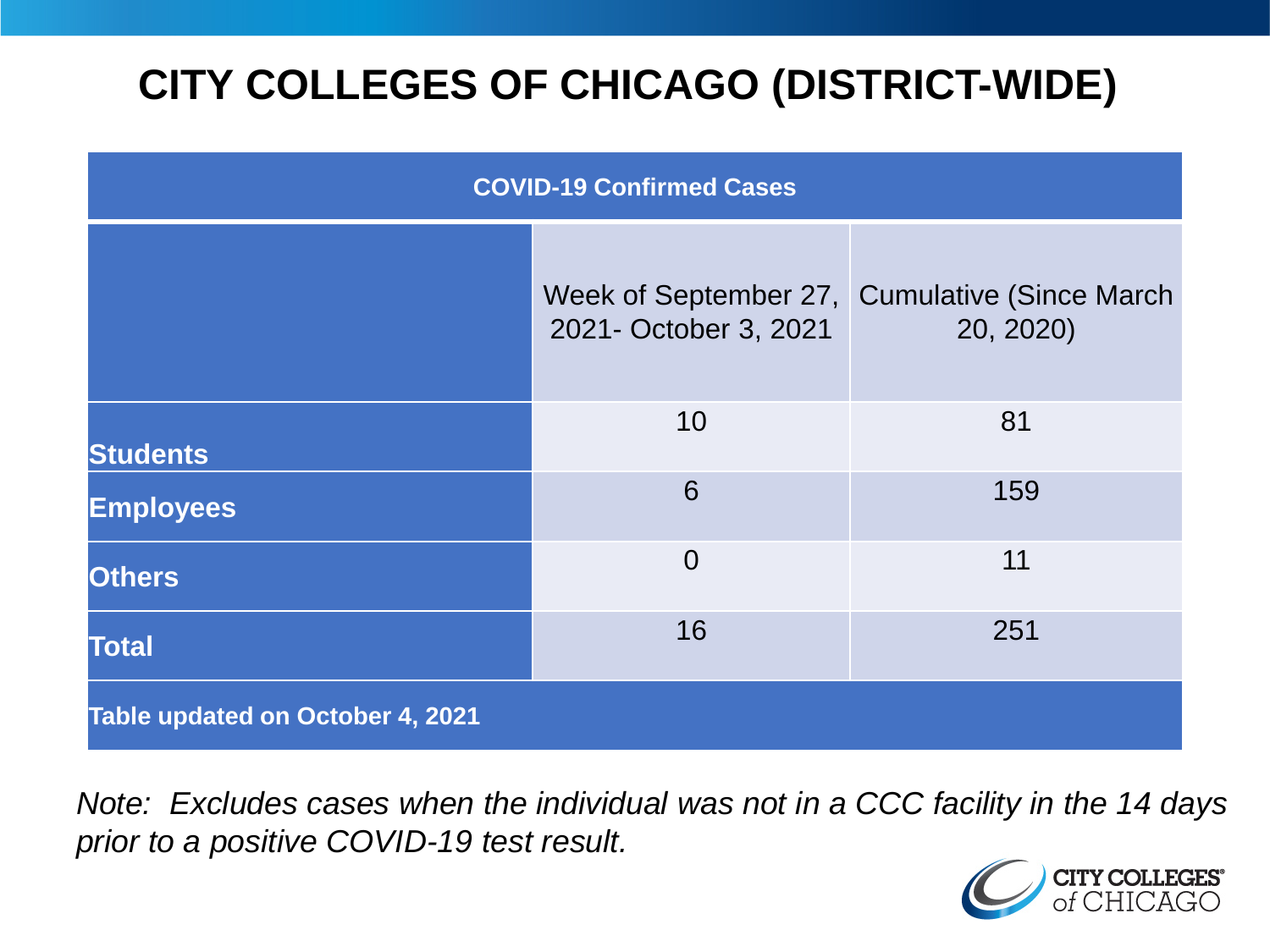# CITY COLLEGES OF CHICAGO (DISTRICT-WIDE)

| COVID-19 Confirmed Cases | | |
|---|---|---|
| | Week of September 27, 2021- October 3, 2021 | Cumulative (Since March 20, 2020) |
| **Students** | 10 | 81 |
| **Employees** | 6 | 159 |
| **Others** | 0 | 11 |
| **Total** | 16 | 251 |
| **Table updated on October 4, 2021** | | |

*Note: Excludes cases when the individual was not in a CCC facility in the 14 days prior to a positive COVID-19 test result.*

CITY COLLEGES of CHICAGO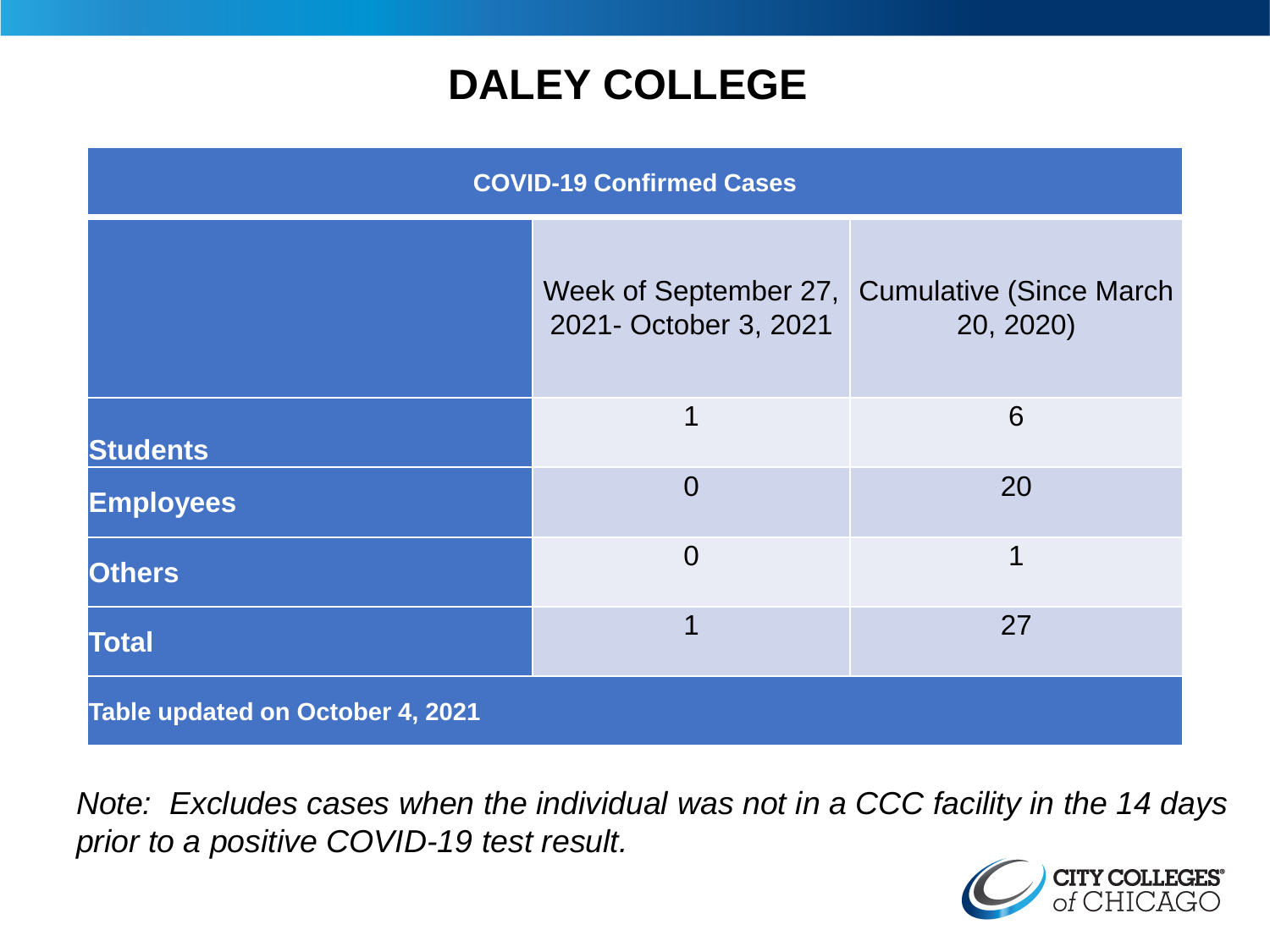# DALEY COLLEGE

| COVID-19 Confirmed Cases | | |
|---|---|---|
| | Week of September 27, 2021- October 3, 2021 | Cumulative (Since March 20, 2020) |
| **Students** | 1 | 6 |
| **Employees** | 0 | 20 |
| **Others** | 0 | 1 |
| **Total** | 1 | 27 |
| **Table updated on October 4, 2021** | | |

*Note: Excludes cases when the individual was not in a CCC facility in the 14 days prior to a positive COVID-19 test result.*

CITY COLLEGES of CHICAGO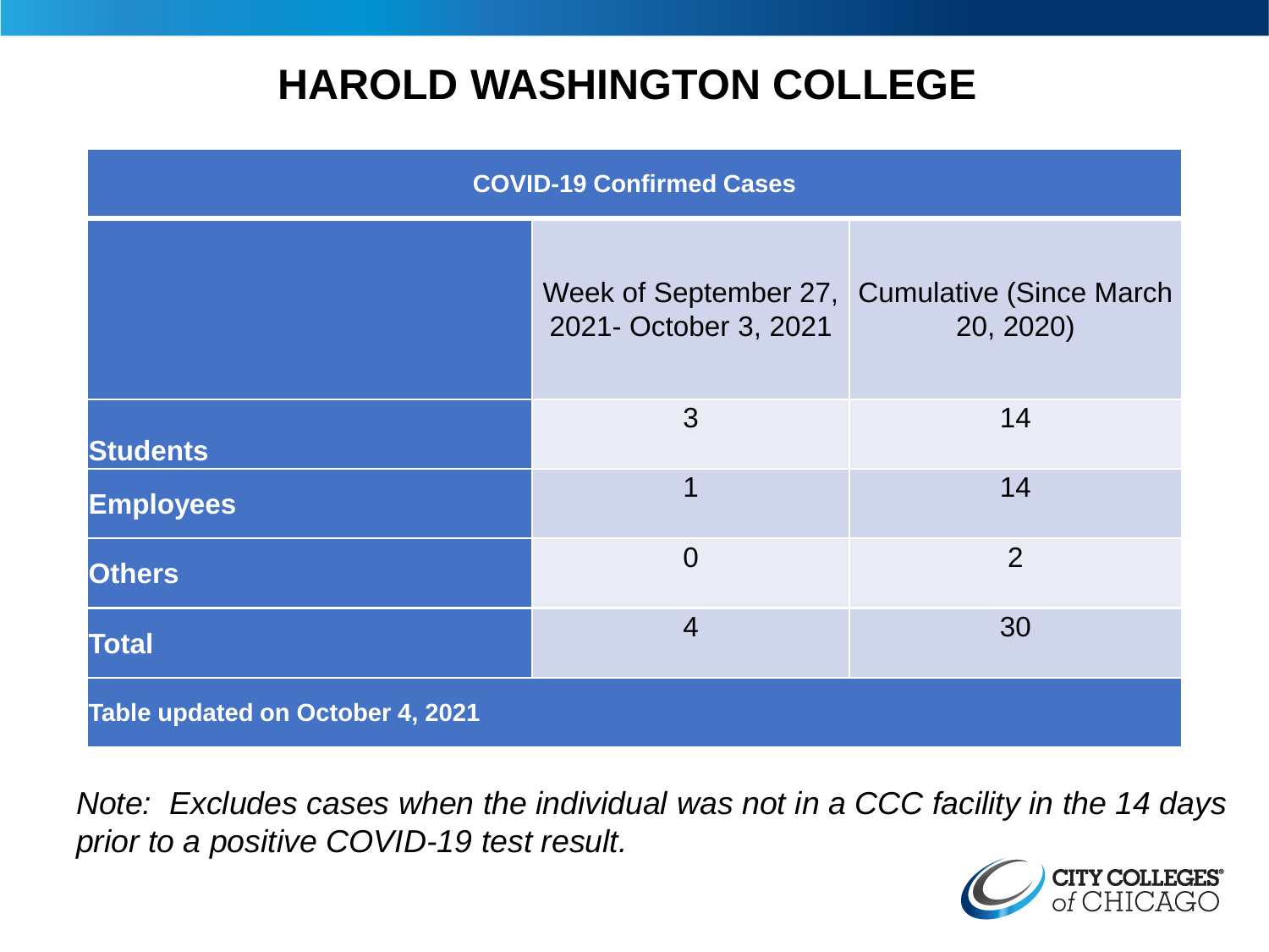# HAROLD WASHINGTON COLLEGE

| COVID-19 Confirmed Cases | | |
|---|---|---|
| | Week of September 27, 2021- October 3, 2021 | Cumulative (Since March 20, 2020) |
| **Students** | 3 | 14 |
| **Employees** | 1 | 14 |
| **Others** | 0 | 2 |
| **Total** | 4 | 30 |
| **Table updated on October 4, 2021** | | |

*Note: Excludes cases when the individual was not in a CCC facility in the 14 days prior to a positive COVID-19 test result.*

CITY COLLEGES of CHICAGO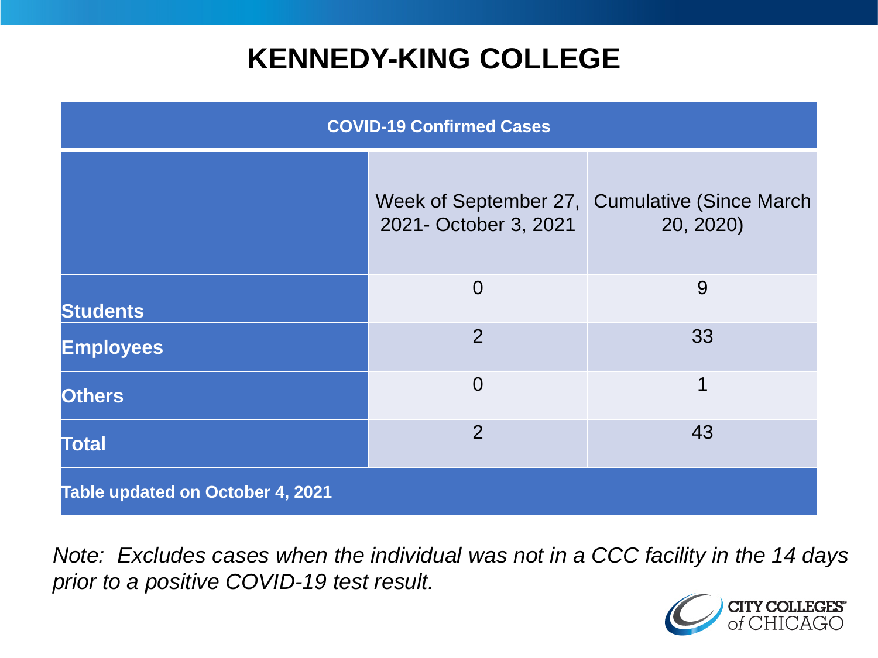# KENNEDY-KING COLLEGE

| COVID-19 Confirmed Cases | | |
|---|---|---|
| | Week of September 27, 2021- October 3, 2021 | Cumulative (Since March 20, 2020) |
| **Students** | 0 | 9 |
| **Employees** | 2 | 33 |
| **Others** | 0 | 1 |
| **Total** | 2 | 43 |
| **Table updated on October 4, 2021** | | |

*Note: Excludes cases when the individual was not in a CCC facility in the 14 days prior to a positive COVID-19 test result.*

CITY COLLEGES of CHICAGO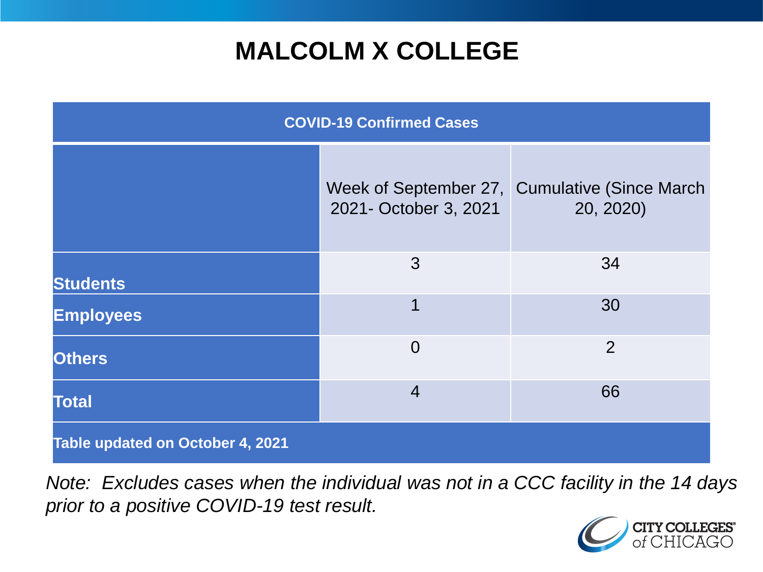# MALCOLM X COLLEGE

| COVID-19 Confirmed Cases | | |
|---|---|---|
| | Week of September 27, 2021- October 3, 2021 | Cumulative (Since March 20, 2020) |
| **Students** | 3 | 34 |
| **Employees** | 1 | 30 |
| **Others** | 0 | 2 |
| **Total** | 4 | 66 |
| **Table updated on October 4, 2021** | | |

*Note: Excludes cases when the individual was not in a CCC facility in the 14 days prior to a positive COVID-19 test result.*

CITY COLLEGES of CHICAGO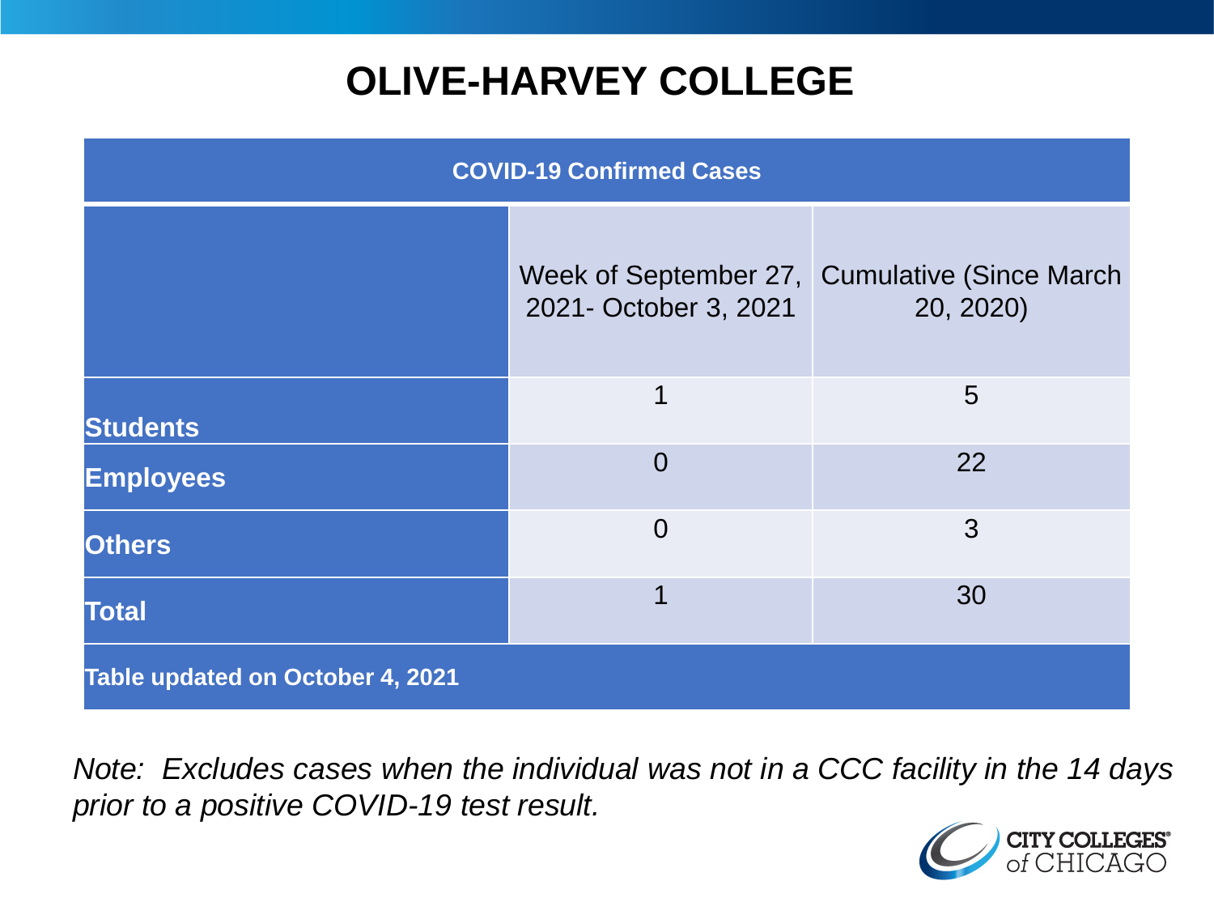# OLIVE-HARVEY COLLEGE

| COVID-19 Confirmed Cases | | |
|---|---|---|
| | Week of September 27, 2021- October 3, 2021 | Cumulative (Since March 20, 2020) |
| **Students** | 1 | 5 |
| **Employees** | 0 | 22 |
| **Others** | 0 | 3 |
| **Total** | 1 | 30 |
| **Table updated on October 4, 2021** | | |

*Note: Excludes cases when the individual was not in a CCC facility in the 14 days prior to a positive COVID-19 test result.*

CITY COLLEGES of CHICAGO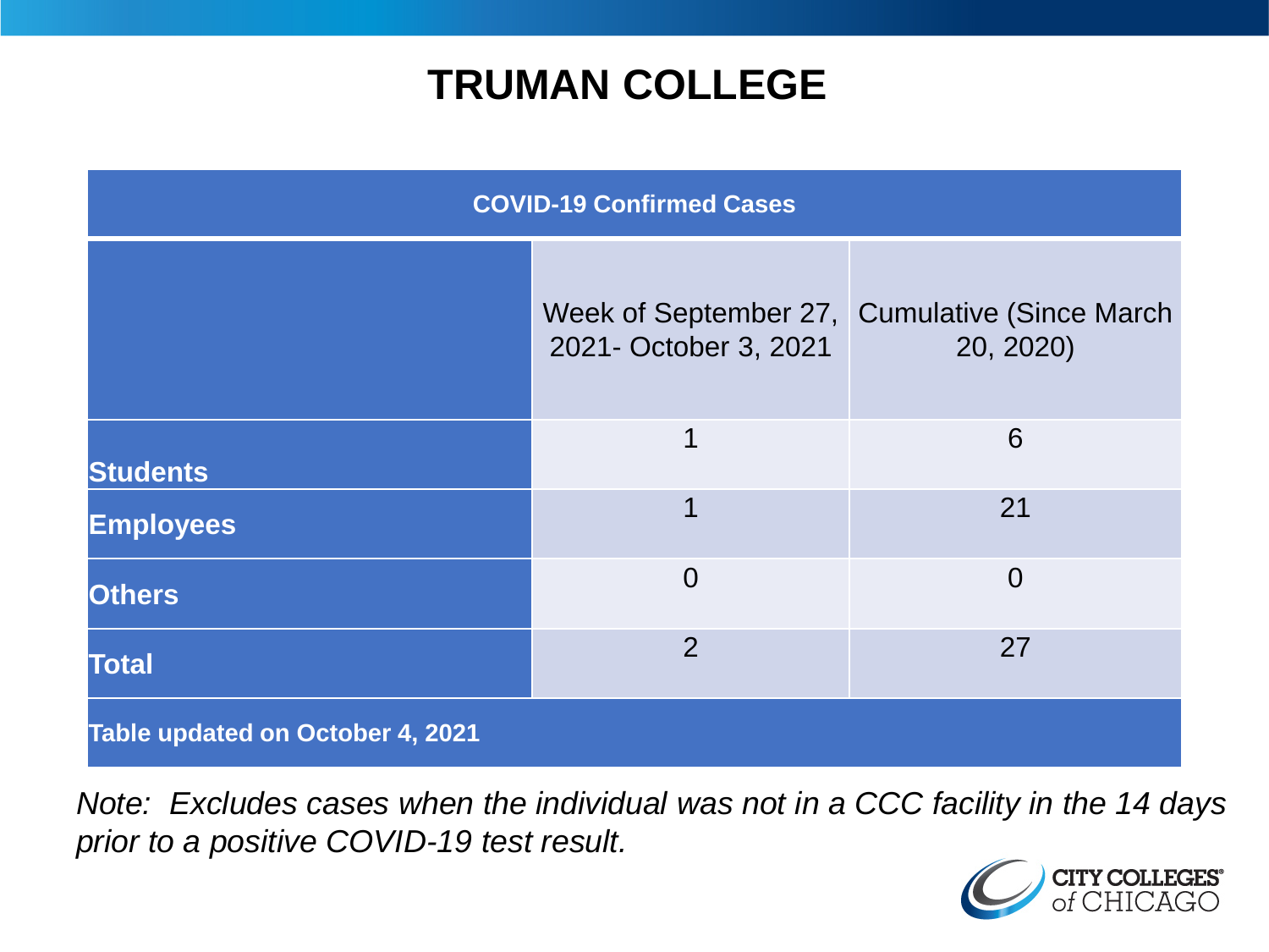# TRUMAN COLLEGE

| COVID-19 Confirmed Cases | | |
|---|---|---|
| | Week of September 27, 2021- October 3, 2021 | Cumulative (Since March 20, 2020) |
| **Students** | 1 | 6 |
| **Employees** | 1 | 21 |
| **Others** | 0 | 0 |
| **Total** | 2 | 27 |
| **Table updated on October 4, 2021** | | |

*Note: Excludes cases when the individual was not in a CCC facility in the 14 days prior to a positive COVID-19 test result.*

CITY COLLEGES of CHICAGO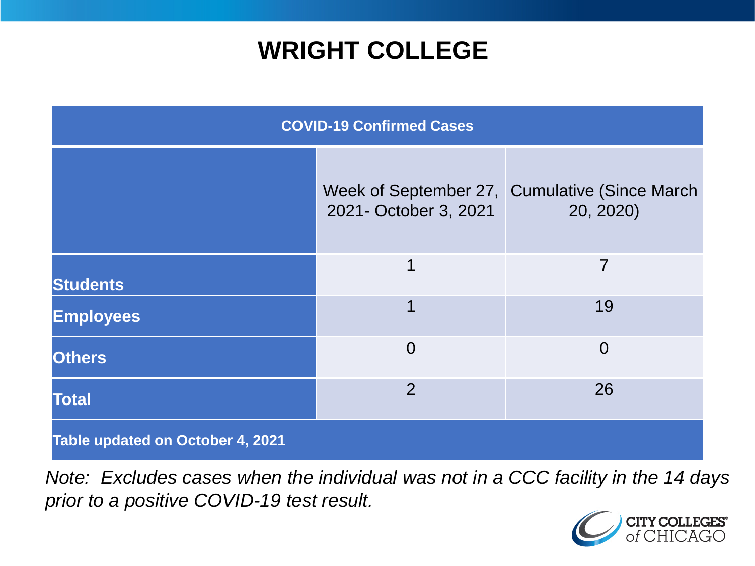# WRIGHT COLLEGE

| COVID-19 Confirmed Cases | | |
|---|---|---|
| | Week of September 27, 2021- October 3, 2021 | Cumulative (Since March 20, 2020) |
| **Students** | 1 | 7 |
| **Employees** | 1 | 19 |
| **Others** | 0 | 0 |
| **Total** | 2 | 26 |
| **Table updated on October 4, 2021** | | |

*Note: Excludes cases when the individual was not in a CCC facility in the 14 days prior to a positive COVID-19 test result.*

CITY COLLEGES of CHICAGO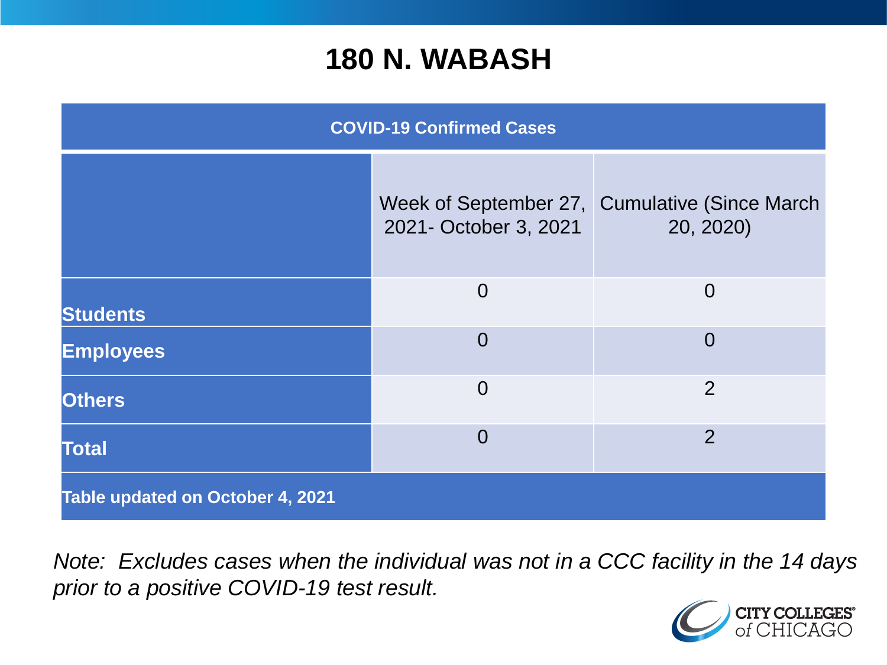# 180 N. WABASH

| COVID-19 Confirmed Cases | | |
|---|---|---|
| | Week of September 27, 2021- October 3, 2021 | Cumulative (Since March 20, 2020) |
| **Students** | 0 | 0 |
| **Employees** | 0 | 0 |
| **Others** | 0 | 2 |
| **Total** | 0 | 2 |
| **Table updated on October 4, 2021** | | |

*Note: Excludes cases when the individual was not in a CCC facility in the 14 days prior to a positive COVID-19 test result.*

CITY COLLEGES of CHICAGO